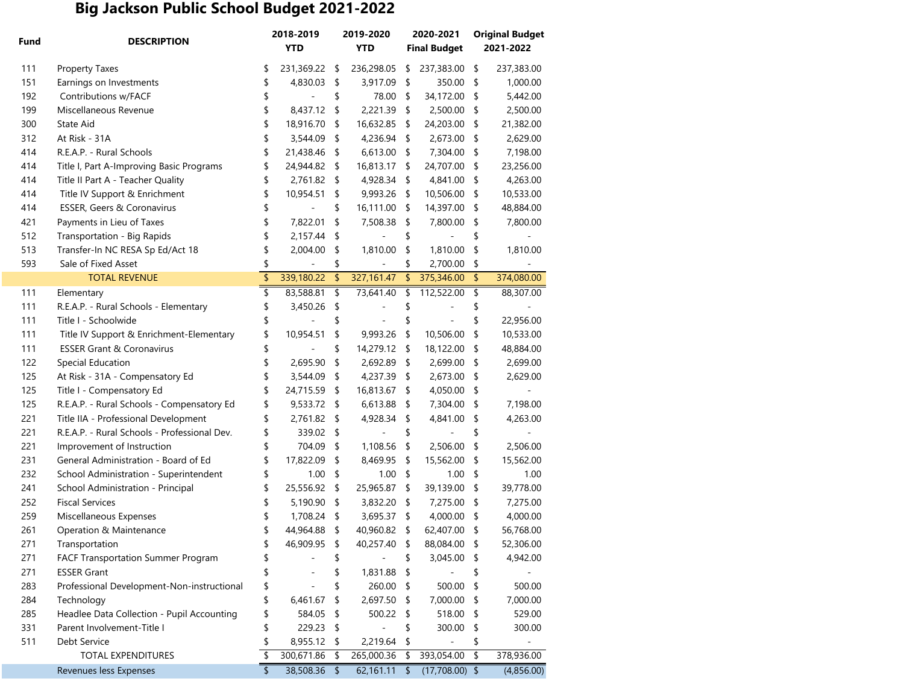# Big Jackson Public School Budget 2021-2022

| Fund | DESCRIPTION | 2018-2019 YTD | 2019-2020 YTD | 2020-2021 Final Budget | Original Budget 2021-2022 |
|---|---|---|---|---|---|
| 111 | Property Taxes | $ 231,369.22 | $ 236,298.05 | $ 237,383.00 | $ 237,383.00 |
| 151 | Earnings on Investments | $ 4,830.03 | $ 3,917.09 | $ 350.00 | $ 1,000.00 |
| 192 | Contributions w/FACF | $ - | $ 78.00 | $ 34,172.00 | $ 5,442.00 |
| 199 | Miscellaneous Revenue | $ 8,437.12 | $ 2,221.39 | $ 2,500.00 | $ 2,500.00 |
| 300 | State Aid | $ 18,916.70 | $ 16,632.85 | $ 24,203.00 | $ 21,382.00 |
| 312 | At Risk - 31A | $ 3,544.09 | $ 4,236.94 | $ 2,673.00 | $ 2,629.00 |
| 414 | R.E.A.P. - Rural Schools | $ 21,438.46 | $ 6,613.00 | $ 7,304.00 | $ 7,198.00 |
| 414 | Title I, Part A-Improving Basic Programs | $ 24,944.82 | $ 16,813.17 | $ 24,707.00 | $ 23,256.00 |
| 414 | Title II Part A - Teacher Quality | $ 2,761.82 | $ 4,928.34 | $ 4,841.00 | $ 4,263.00 |
| 414 | Title IV Support & Enrichment | $ 10,954.51 | $ 9,993.26 | $ 10,506.00 | $ 10,533.00 |
| 414 | ESSER, Geers & Coronavirus | $ - | $ 16,111.00 | $ 14,397.00 | $ 48,884.00 |
| 421 | Payments in Lieu of Taxes | $ 7,822.01 | $ 7,508.38 | $ 7,800.00 | $ 7,800.00 |
| 512 | Transportation - Big Rapids | $ 2,157.44 | $ - | $ - | $ - |
| 513 | Transfer-In NC RESA Sp Ed/Act 18 | $ 2,004.00 | $ 1,810.00 | $ 1,810.00 | $ 1,810.00 |
| 593 | Sale of Fixed Asset | $ - | $ - | $ 2,700.00 | $ - |
| | TOTAL REVENUE | $ 339,180.22 | $ 327,161.47 | $ 375,346.00 | $ 374,080.00 |
| 111 | Elementary | $ 83,588.81 | $ 73,641.40 | $ 112,522.00 | $ 88,307.00 |
| 111 | R.E.A.P. - Rural Schools - Elementary | $ 3,450.26 | $ - | $ - | $ - |
| 111 | Title I - Schoolwide | $ - | $ - | $ - | $ 22,956.00 |
| 111 | Title IV Support & Enrichment-Elementary | $ 10,954.51 | $ 9,993.26 | $ 10,506.00 | $ 10,533.00 |
| 111 | ESSER Grant & Coronavirus | $ - | $ 14,279.12 | $ 18,122.00 | $ 48,884.00 |
| 122 | Special Education | $ 2,695.90 | $ 2,692.89 | $ 2,699.00 | $ 2,699.00 |
| 125 | At Risk - 31A - Compensatory Ed | $ 3,544.09 | $ 4,237.39 | $ 2,673.00 | $ 2,629.00 |
| 125 | Title I - Compensatory Ed | $ 24,715.59 | $ 16,813.67 | $ 4,050.00 | $ - |
| 125 | R.E.A.P. - Rural Schools - Compensatory Ed | $ 9,533.72 | $ 6,613.88 | $ 7,304.00 | $ 7,198.00 |
| 221 | Title IIA - Professional Development | $ 2,761.82 | $ 4,928.34 | $ 4,841.00 | $ 4,263.00 |
| 221 | R.E.A.P. - Rural Schools - Professional Dev. | $ 339.02 | $ - | $ - | $ - |
| 221 | Improvement of Instruction | $ 704.09 | $ 1,108.56 | $ 2,506.00 | $ 2,506.00 |
| 231 | General Administration - Board of Ed | $ 17,822.09 | $ 8,469.95 | $ 15,562.00 | $ 15,562.00 |
| 232 | School Administration - Superintendent | $ 1.00 | $ 1.00 | $ 1.00 | $ 1.00 |
| 241 | School Administration - Principal | $ 25,556.92 | $ 25,965.87 | $ 39,139.00 | $ 39,778.00 |
| 252 | Fiscal Services | $ 5,190.90 | $ 3,832.20 | $ 7,275.00 | $ 7,275.00 |
| 259 | Miscellaneous Expenses | $ 1,708.24 | $ 3,695.37 | $ 4,000.00 | $ 4,000.00 |
| 261 | Operation & Maintenance | $ 44,964.88 | $ 40,960.82 | $ 62,407.00 | $ 56,768.00 |
| 271 | Transportation | $ 46,909.95 | $ 40,257.40 | $ 88,084.00 | $ 52,306.00 |
| 271 | FACF Transportation Summer Program | $ - | $ - | $ 3,045.00 | $ 4,942.00 |
| 271 | ESSER Grant | $ - | $ 1,831.88 | $ - | $ - |
| 283 | Professional Development-Non-instructional | $ - | $ 260.00 | $ 500.00 | $ 500.00 |
| 284 | Technology | $ 6,461.67 | $ 2,697.50 | $ 7,000.00 | $ 7,000.00 |
| 285 | Headlee Data Collection - Pupil Accounting | $ 584.05 | $ 500.22 | $ 518.00 | $ 529.00 |
| 331 | Parent Involvement-Title I | $ 229.23 | $ - | $ 300.00 | $ 300.00 |
| 511 | Debt Service | $ 8,955.12 | $ 2,219.64 | $ - | $ - |
| | TOTAL EXPENDITURES | $ 300,671.86 | $ 265,000.36 | $ 393,054.00 | $ 378,936.00 |
| | Revenues less Expenses | $ 38,508.36 | $ 62,161.11 | $ (17,708.00) | $ (4,856.00) |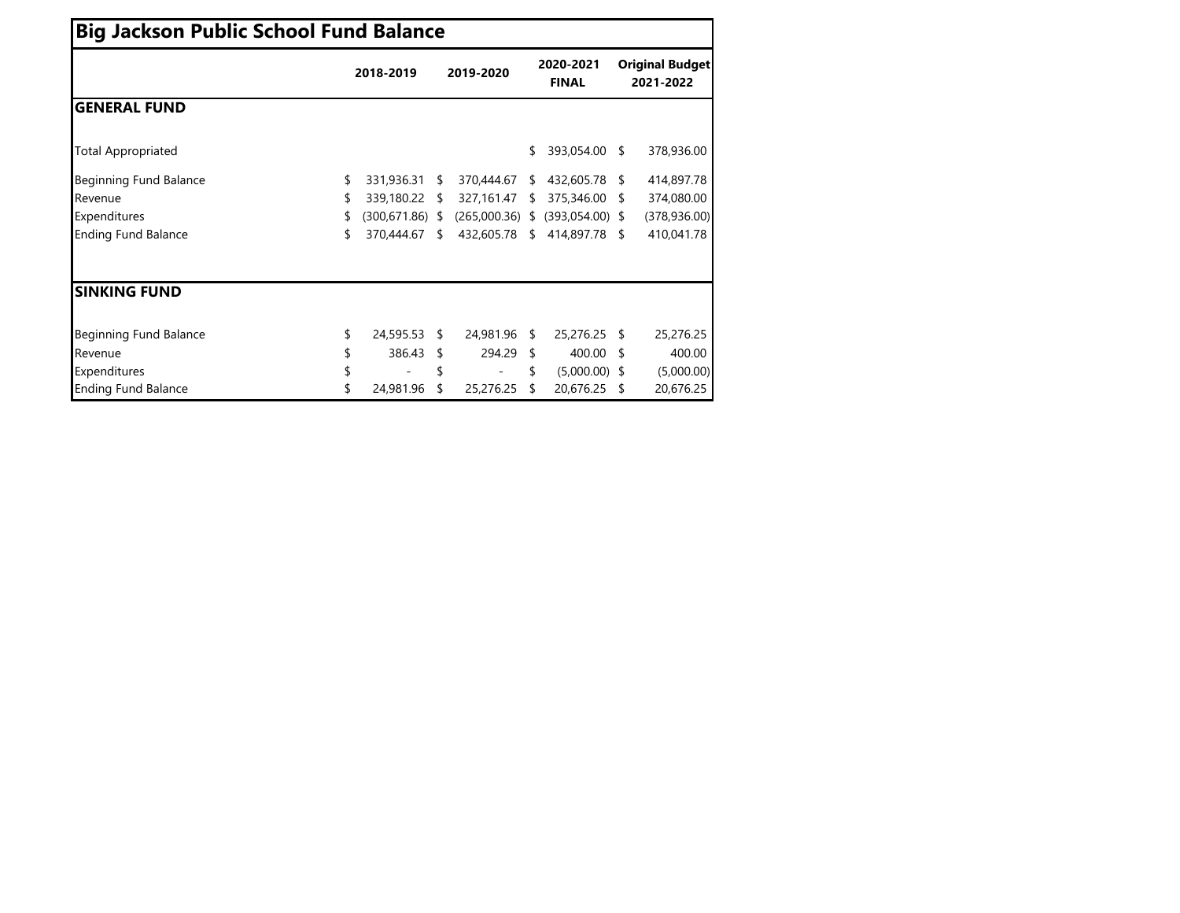## Big Jackson Public School Fund Balance

| | 2018-2019 | 2019-2020 | 2020-2021 FINAL | Original Budget 2021-2022 |
|---|---|---|---|---|
| **GENERAL FUND** | | | | |
| Total Appropriated | | | $ 393,054.00 | $ 378,936.00 |
| Beginning Fund Balance | $ 331,936.31 | $ 370,444.67 | $ 432,605.78 | $ 414,897.78 |
| Revenue | $ 339,180.22 | $ 327,161.47 | $ 375,346.00 | $ 374,080.00 |
| Expenditures | $ (300,671.86) | $ (265,000.36) | $ (393,054.00) | $ (378,936.00) |
| Ending Fund Balance | $ 370,444.67 | $ 432,605.78 | $ 414,897.78 | $ 410,041.78 |
| **SINKING FUND** | | | | |
| Beginning Fund Balance | $ 24,595.53 | $ 24,981.96 | $ 25,276.25 | $ 25,276.25 |
| Revenue | $ 386.43 | $ 294.29 | $ 400.00 | $ 400.00 |
| Expenditures | $ - | $ - | $ (5,000.00) | $ (5,000.00) |
| Ending Fund Balance | $ 24,981.96 | $ 25,276.25 | $ 20,676.25 | $ 20,676.25 |